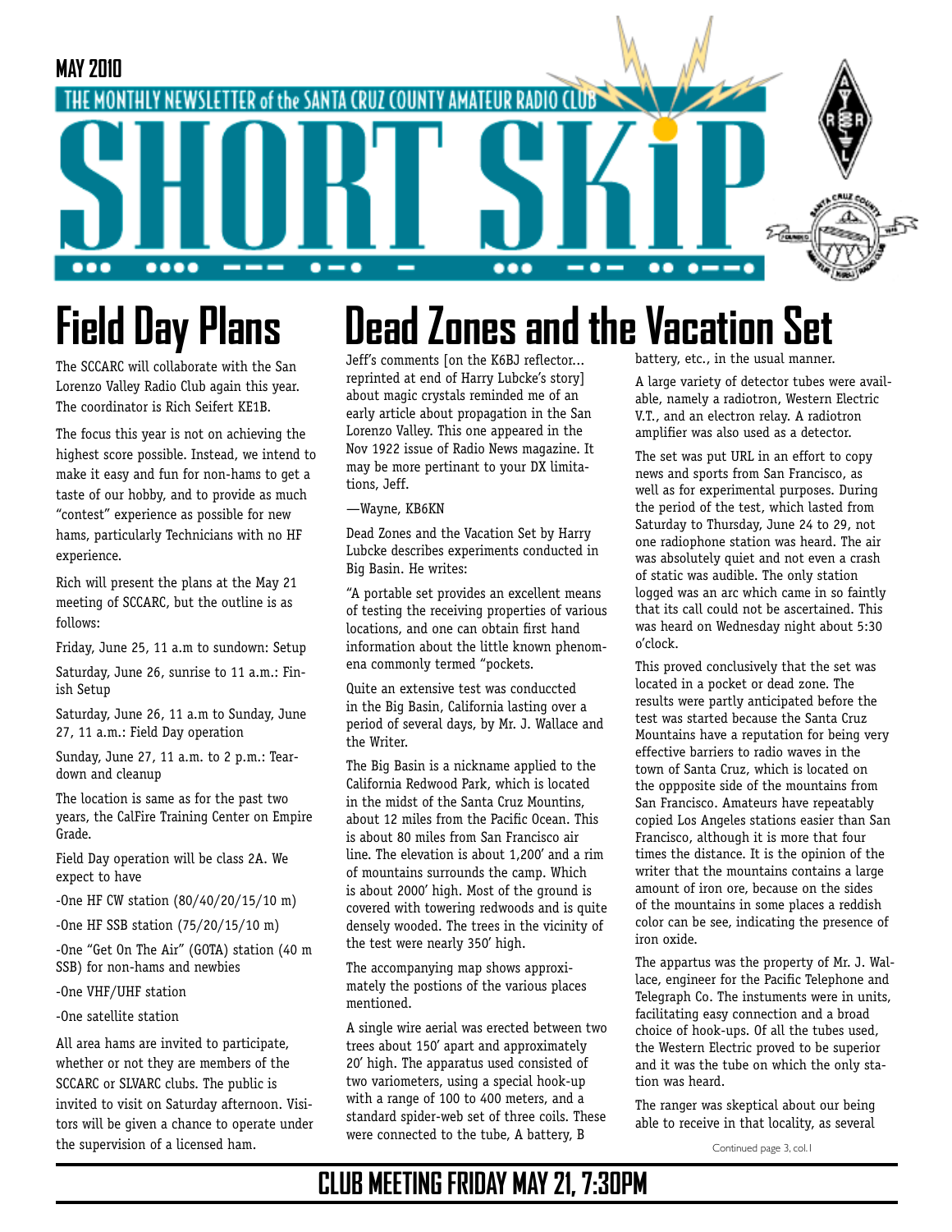MAY 2010

THE MONTHLY NEWSLETTER of the SANTA CRUZ COUNTY AMATEUR RADIO CLUB

# SHORT SKiP

## Field Day Plans

The SCCARC will collaborate with the San Lorenzo Valley Radio Club again this year. The coordinator is Rich Seifert KE1B.

The focus this year is not on achieving the highest score possible. Instead, we intend to make it easy and fun for non-hams to get a taste of our hobby, and to provide as much "contest" experience as possible for new hams, particularly Technicians with no HF experience.

Rich will present the plans at the May 21 meeting of SCCARC, but the outline is as follows:

Friday, June 25, 11 a.m to sundown: Setup

Saturday, June 26, sunrise to 11 a.m.: Finish Setup

Saturday, June 26, 11 a.m to Sunday, June 27, 11 a.m.: Field Day operation

Sunday, June 27, 11 a.m. to 2 p.m.: Teardown and cleanup

The location is same as for the past two years, the CalFire Training Center on Empire Grade.

Field Day operation will be class 2A. We expect to have

-One HF CW station (80/40/20/15/10 m)

-One HF SSB station (75/20/15/10 m)

-One "Get On The Air" (GOTA) station (40 m SSB) for non-hams and newbies

-One VHF/UHF station

-One satellite station

All area hams are invited to participate, whether or not they are members of the SCCARC or SLVARC clubs. The public is invited to visit on Saturday afternoon. Visitors will be given a chance to operate under the supervision of a licensed ham.

## Dead Zones and the Vacation Set

Jeff's comments [on the K6BJ reflector... reprinted at end of Harry Lubcke's story] about magic crystals reminded me of an early article about propagation in the San Lorenzo Valley. This one appeared in the Nov 1922 issue of Radio News magazine. It may be more pertinant to your DX limitations, Jeff.

—Wayne, KB6KN

Dead Zones and the Vacation Set by Harry Lubcke describes experiments conducted in Big Basin. He writes:

"A portable set provides an excellent means of testing the receiving properties of various locations, and one can obtain first hand information about the little known phenomena commonly termed "pockets.

Quite an extensive test was conduccted in the Big Basin, California lasting over a period of several days, by Mr. J. Wallace and the Writer.

The Big Basin is a nickname applied to the California Redwood Park, which is located in the midst of the Santa Cruz Mountins, about 12 miles from the Pacific Ocean. This is about 80 miles from San Francisco air line. The elevation is about 1,200′ and a rim of mountains surrounds the camp. Which is about 2000′ high. Most of the ground is covered with towering redwoods and is quite densely wooded. The trees in the vicinity of the test were nearly 350′ high.

The accompanying map shows approximately the postions of the various places mentioned.

A single wire aerial was erected between two trees about 150′ apart and approximately 20′ high. The apparatus used consisted of two variometers, using a special hook-up with a range of 100 to 400 meters, and a standard spider-web set of three coils. These were connected to the tube, A battery, B battery, etc., in the usual manner.

A large variety of detector tubes were available, namely a radiotron, Western Electric V.T., and an electron relay. A radiotron amplifier was also used as a detector.

The set was put URL in an effort to copy news and sports from San Francisco, as well as for experimental purposes. During the period of the test, which lasted from Saturday to Thursday, June 24 to 29, not one radiophone station was heard. The air was absolutely quiet and not even a crash of static was audible. The only station logged was an arc which came in so faintly that its call could not be ascertained. This was heard on Wednesday night about 5:30 o'clock.

This proved conclusively that the set was located in a pocket or dead zone. The results were partly anticipated before the test was started because the Santa Cruz Mountains have a reputation for being very effective barriers to radio waves in the town of Santa Cruz, which is located on the oppposite side of the mountains from San Francisco. Amateurs have repeatably copied Los Angeles stations easier than San Francisco, although it is more that four times the distance. It is the opinion of the writer that the mountains contains a large amount of iron ore, because on the sides of the mountains in some places a reddish color can be see, indicating the presence of iron oxide.

The appartus was the property of Mr. J. Wallace, engineer for the Pacific Telephone and Telegraph Co. The instuments were in units, facilitating easy connection and a broad choice of hook-ups. Of all the tubes used, the Western Electric proved to be superior and it was the tube on which the only station was heard.

The ranger was skeptical about our being able to receive in that locality, as several

Continued page 3, col. 1

**CLUB MEETING FRIDAY MAY 21, 7:30PM**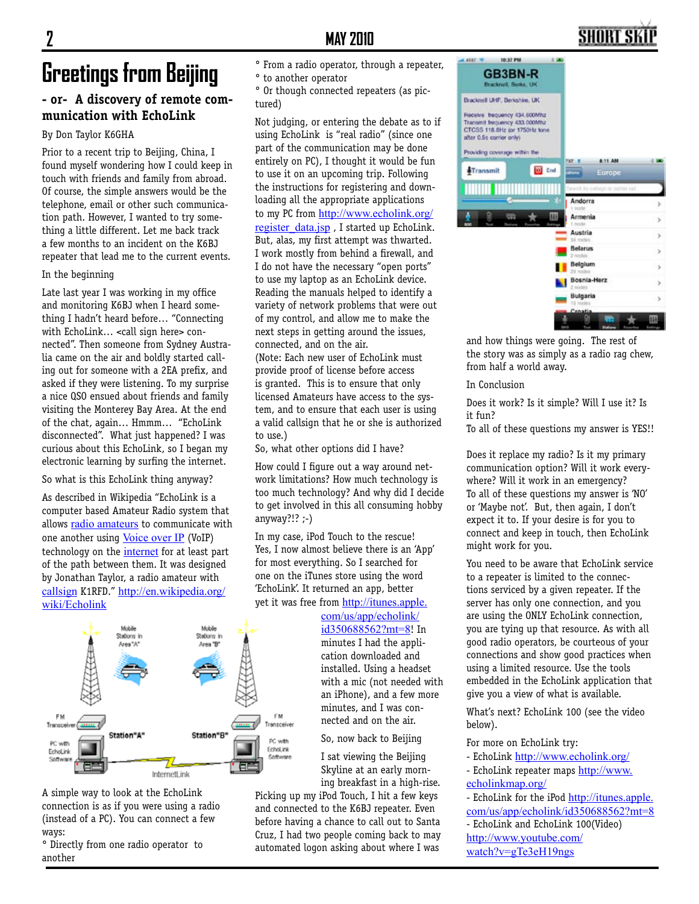# Greetings from Beijing

## - or- A discovery of remote communication with EchoLink

By Don Taylor K6GHA

Prior to a recent trip to Beijing, China, I found myself wondering how I could keep in touch with friends and family from abroad. Of course, the simple answers would be the telephone, email or other such communication path. However, I wanted to try something a little different. Let me back track a few months to an incident on the K6BJ repeater that lead me to the current events.

### In the beginning

Late last year I was working in my office and monitoring K6BJ when I heard something I hadn't heard before… "Connecting with EchoLink… <call sign here> connected". Then someone from Sydney Australia came on the air and boldly started calling out for someone with a 2EA prefix, and asked if they were listening. To my surprise a nice QSO ensued about friends and family visiting the Monterey Bay Area. At the end of the chat, again… Hmmm… "EchoLink disconnected". What just happened? I was curious about this EchoLink, so I began my electronic learning by surfing the internet.

### So what is this EchoLink thing anyway?

As described in Wikipedia "EchoLink is a computer based Amateur Radio system that allows radio amateurs to communicate with one another using Voice over IP (VoIP) technology on the internet for at least part of the path between them. It was designed by Jonathan Taylor, a radio amateur with callsign K1RFD." http://en.wikipedia.org/wiki/Echolink

A simple way to look at the EchoLink connection is as if you were using a radio (instead of a PC). You can connect a few ways:

° Directly from one radio operator to another
° From a radio operator, through a repeater,
° to another operator
° Or though connected repeaters (as pictured)

Not judging, or entering the debate as to if using EchoLink is "real radio" (since one part of the communication may be done entirely on PC), I thought it would be fun to use it on an upcoming trip. Following the instructions for registering and downloading all the appropriate applications to my PC from http://www.echolink.org/register_data.jsp , I started up EchoLink. But, alas, my first attempt was thwarted. I work mostly from behind a firewall, and I do not have the necessary "open ports" to use my laptop as an EchoLink device. Reading the manuals helped to identify a variety of network problems that were out of my control, and allow me to make the next steps in getting around the issues, connected, and on the air.

(Note: Each new user of EchoLink must provide proof of license before access is granted. This is to ensure that only licensed Amateurs have access to the system, and to ensure that each user is using a valid callsign that he or she is authorized to use.)

So, what other options did I have?

How could I figure out a way around network limitations? How much technology is too much technology? And why did I decide to get involved in this all consuming hobby anyway?!? ;-)

In my case, iPod Touch to the rescue! Yes, I now almost believe there is an 'App' for most everything. So I searched for one on the iTunes store using the word 'EchoLink'. It returned an app, better yet it was free from http://itunes.apple.com/us/app/echolink/id350688562?mt=8! In minutes I had the application downloaded and installed. Using a headset with a mic (not needed with an iPhone), and a few more minutes, and I was connected and on the air.

### So, now back to Beijing

I sat viewing the Beijing Skyline at an early morning breakfast in a high-rise. Picking up my iPod Touch, I hit a few keys and connected to the K6BJ repeater. Even before having a chance to call out to Santa Cruz, I had two people coming back to may automated logon asking about where I was and how things were going. The rest of the story was as simply as a radio rag chew, from half a world away.

### In Conclusion

Does it work? Is it simple? Will I use it? Is it fun?
To all of these questions my answer is YES!!

Does it replace my radio? Is it my primary communication option? Will it work everywhere? Will it work in an emergency?
To all of these questions my answer is 'NO' or 'Maybe not'. But, then again, I don't expect it to. If your desire is for you to connect and keep in touch, then EchoLink might work for you.

You need to be aware that EchoLink service to a repeater is limited to the connections serviced by a given repeater. If the server has only one connection, and you are using the ONLY EchoLink connection, you are tying up that resource. As with all good radio operators, be courteous of your connections and show good practices when using a limited resource. Use the tools embedded in the EchoLink application that give you a view of what is available.

What's next? EchoLink 100 (see the video below).

For more on EchoLink try:
- EchoLink http://www.echolink.org/
- EchoLink repeater maps http://www.echolinkmap.org/
- EchoLink for the iPod http://itunes.apple.com/us/app/echolink/id350688562?mt=8
- EchoLink and EchoLink 100(Video) http://www.youtube.com/watch?v=gTe3eH19ngs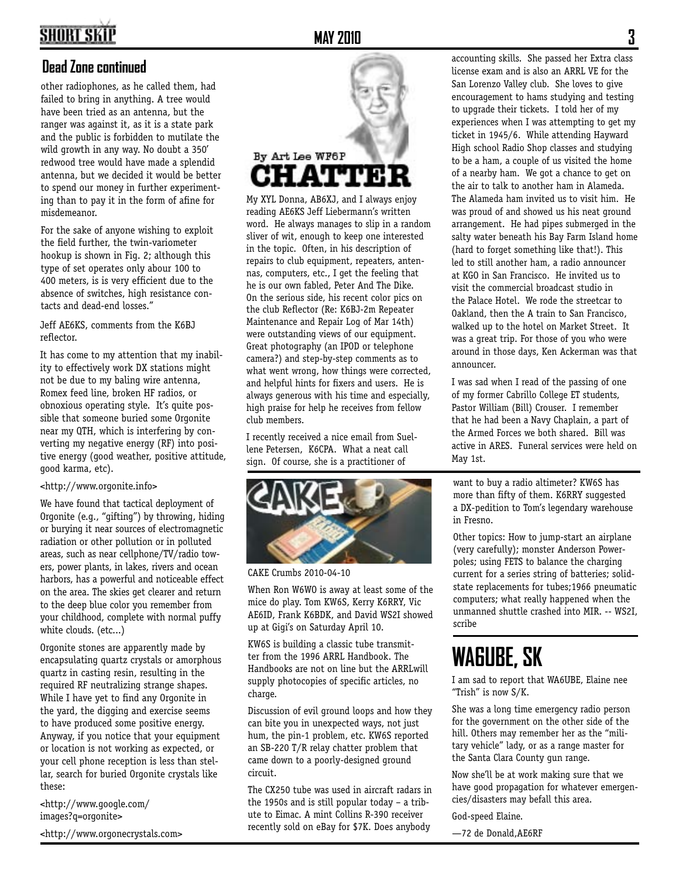## Dead Zone continued

other radiophones, as he called them, had failed to bring in anything. A tree would have been tried as an antenna, but the ranger was against it, as it is a state park and the public is forbidden to mutilate the wild growth in any way. No doubt a 350' redwood tree would have made a splendid antenna, but we decided it would be better to spend our money in further experimenting than to pay it in the form of afine for misdemeanor.

For the sake of anyone wishing to exploit the field further, the twin-variometer hookup is shown in Fig. 2; although this type of set operates only abour 100 to 400 meters, is is very efficient due to the absence of switches, high resistance contacts and dead-end losses."

Jeff AE6KS, comments from the K6BJ reflector.

It has come to my attention that my inability to effectively work DX stations might not be due to my baling wire antenna, Romex feed line, broken HF radios, or obnoxious operating style. It's quite possible that someone buried some Orgonite near my QTH, which is interfering by converting my negative energy (RF) into positive energy (good weather, positive attitude, good karma, etc).

<http://www.orgonite.info>

We have found that tactical deployment of Orgonite (e.g., "gifting") by throwing, hiding or burying it near sources of electromagnetic radiation or other pollution or in polluted areas, such as near cellphone/TV/radio towers, power plants, in lakes, rivers and ocean harbors, has a powerful and noticeable effect on the area. The skies get clearer and return to the deep blue color you remember from your childhood, complete with normal puffy white clouds. (etc...)

Orgonite stones are apparently made by encapsulating quartz crystals or amorphous quartz in casting resin, resulting in the required RF neutralizing strange shapes. While I have yet to find any Orgonite in the yard, the digging and exercise seems to have produced some positive energy. Anyway, if you notice that your equipment or location is not working as expected, or your cell phone reception is less than stellar, search for buried Orgonite crystals like these:

<http://www.google.com/images?q=orgonite>

<http://www.orgonecrystals.com>

## CHATTER

By Art Lee WF6P

My XYL Donna, AB6XJ, and I always enjoy reading AE6KS Jeff Liebermann's written word. He always manages to slip in a random sliver of wit, enough to keep one interested in the topic. Often, in his description of repairs to club equipment, repeaters, antennas, computers, etc., I get the feeling that he is our own fabled, Peter And The Dike. On the serious side, his recent color pics on the club Reflector (Re: K6BJ-2m Repeater Maintenance and Repair Log of Mar 14th) were outstanding views of our equipment. Great photography (an IPOD or telephone camera?) and step-by-step comments as to what went wrong, how things were corrected, and helpful hints for fixers and users. He is always generous with his time and especially, high praise for help he receives from fellow club members.

I recently received a nice email from Suellene Petersen, K6CPA. What a neat call sign. Of course, she is a practitioner of accounting skills. She passed her Extra class license exam and is also an ARRL VE for the San Lorenzo Valley club. She loves to give encouragement to hams studying and testing to upgrade their tickets. I told her of my experiences when I was attempting to get my ticket in 1945/6. While attending Hayward High school Radio Shop classes and studying to be a ham, a couple of us visited the home of a nearby ham. We got a chance to get on the air to talk to another ham in Alameda. The Alameda ham invited us to visit him. He was proud of and showed us his neat ground arrangement. He had pipes submerged in the salty water beneath his Bay Farm Island home (hard to forget something like that!). This led to still another ham, a radio announcer at KGO in San Francisco. He invited us to visit the commercial broadcast studio in the Palace Hotel. We rode the streetcar to Oakland, then the A train to San Francisco, walked up to the hotel on Market Street. It was a great trip. For those of you who were around in those days, Ken Ackerman was that announcer.

I was sad when I read of the passing of one of my former Cabrillo College ET students, Pastor William (Bill) Crouser. I remember that he had been a Navy Chaplain, a part of the Armed Forces we both shared. Bill was active in ARES. Funeral services were held on May 1st.

## CAKE

CAKE Crumbs 2010-04-10

When Ron W6WO is away at least some of the mice do play. Tom KW6S, Kerry K6RRY, Vic AE6ID, Frank K6BDK, and David WS2I showed up at Gigi's on Saturday April 10.

KW6S is building a classic tube transmitter from the 1996 ARRL Handbook. The Handbooks are not on line but the ARRLwill supply photocopies of specific articles, no charge.

Discussion of evil ground loops and how they can bite you in unexpected ways, not just hum, the pin-1 problem, etc. KW6S reported an SB-220 T/R relay chatter problem that came down to a poorly-designed ground circuit.

The CX250 tube was used in aircraft radars in the 1950s and is still popular today – a tribute to Eimac. A mint Collins R-390 receiver recently sold on eBay for $7K. Does anybody want to buy a radio altimeter? KW6S has more than fifty of them. K6RRY suggested a DX-pedition to Tom's legendary warehouse in Fresno.

Other topics: How to jump-start an airplane (very carefully); monster Anderson Powerpoles; using FETS to balance the charging current for a series string of batteries; solid-state replacements for tubes;1966 pneumatic computers; what really happened when the unmanned shuttle crashed into MIR. -- WS2I, scribe

# WA6UBE, SK

I am sad to report that WA6UBE, Elaine nee "Trish" is now S/K.

She was a long time emergency radio person for the government on the other side of the hill. Others may remember her as the "military vehicle" lady, or as a range master for the Santa Clara County gun range.

Now she'll be at work making sure that we have good propagation for whatever emergencies/disasters may befall this area.

God-speed Elaine.

—72 de Donald,AE6RF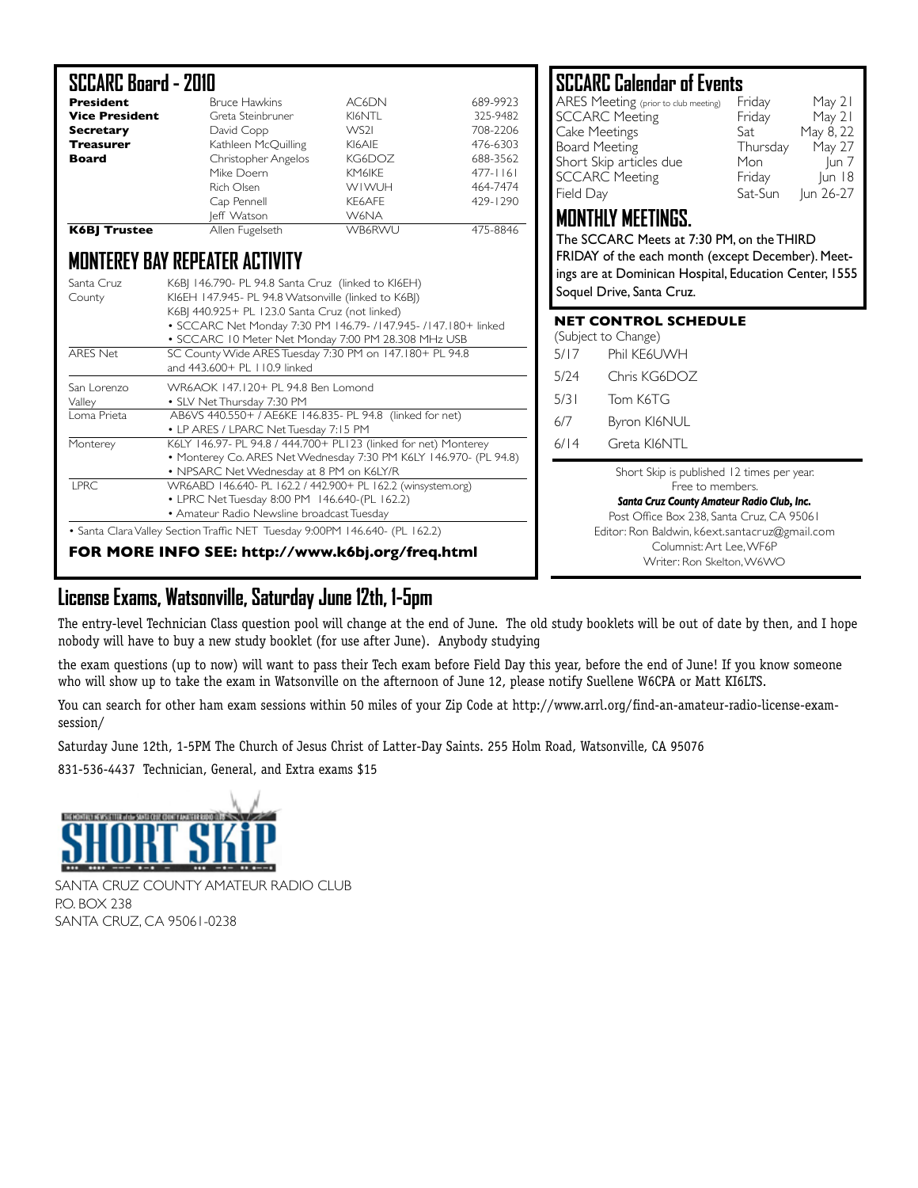## SCCARC Board - 2010

| | | | |
|---|---|---|---|
| **President** | Bruce Hawkins | AC6DN | 689-9923 |
| **Vice President** | Greta Steinbruner | KI6NTL | 325-9482 |
| **Secretary** | David Copp | WS2I | 708-2206 |
| **Treasurer** | Kathleen McQuilling | KI6AIE | 476-6303 |
| **Board** | Christopher Angelos | KG6DOZ | 688-3562 |
| | Mike Doern | KM6IKE | 477-1161 |
| | Rich Olsen | W1WUH | 464-7474 |
| | Cap Pennell | KE6AFE | 429-1290 |
| | Jeff Watson | W6NA | |
| **K6BJ Trustee** | Allen Fugelseth | WB6RWU | 475-8846 |

## MONTEREY BAY REPEATER ACTIVITY

| | |
|---|---|
| Santa Cruz County | K6BJ 146.790- PL 94.8 Santa Cruz (linked to KI6EH)<br>KI6EH 147.945- PL 94.8 Watsonville (linked to K6BJ)<br>K6BJ 440.925+ PL 123.0 Santa Cruz (not linked)<br>• SCCARC Net Monday 7:30 PM 146.79- /147.945- /147.180+ linked<br>• SCCARC 10 Meter Net Monday 7:00 PM 28.308 MHz USB |
| ARES Net | SC County Wide ARES Tuesday 7:30 PM on 147.180+ PL 94.8 and 443.600+ PL 110.9 linked |
| San Lorenzo Valley | WR6AOK 147.120+ PL 94.8 Ben Lomond<br>• SLV Net Thursday 7:30 PM |
| Loma Prieta | AB6VS 440.550+ / AE6KE 146.835- PL 94.8 (linked for net)<br>• LP ARES / LPARC Net Tuesday 7:15 PM |
| Monterey | K6LY 146.97- PL 94.8 / 444.700+ PL123 (linked for net) Monterey<br>• Monterey Co. ARES Net Wednesday 7:30 PM K6LY 146.970- (PL 94.8)<br>• NPSARC Net Wednesday at 8 PM on K6LY/R |
| LPRC | WR6ABD 146.640- PL 162.2 / 442.900+ PL 162.2 (winsystem.org)<br>• LPRC Net Tuesday 8:00 PM 146.640-(PL 162.2)<br>• Amateur Radio Newsline broadcast Tuesday |

• Santa Clara Valley Section Traffic NET Tuesday 9:00PM 146.640- (PL 162.2)

**FOR MORE INFO SEE: http://www.k6bj.org/freq.html**

## SCCARC Calendar of Events

| | | |
|---|---|---|
| ARES Meeting (prior to club meeting) | Friday | May 21 |
| SCCARC Meeting | Friday | May 21 |
| Cake Meetings | Sat | May 8, 22 |
| Board Meeting | Thursday | May 27 |
| Short Skip articles due | Mon | Jun 7 |
| SCCARC Meeting | Friday | Jun 18 |
| Field Day | Sat-Sun | Jun 26-27 |

## MONTHLY MEETINGS.

The SCCARC Meets at 7:30 PM, on the THIRD FRIDAY of the each month (except December). Meetings are at Dominican Hospital, Education Center, 1555 Soquel Drive, Santa Cruz.

**NET CONTROL SCHEDULE**

(Subject to Change)

| | |
|---|---|
| 5/17 | Phil KE6UWH |
| 5/24 | Chris KG6DOZ |
| 5/31 | Tom K6TG |
| 6/7 | Byron KI6NUL |
| 6/14 | Greta KI6NTL |

Short Skip is published 12 times per year.
Free to members.
***Santa Cruz County Amateur Radio Club, Inc.***
Post Office Box 238, Santa Cruz, CA 95061
Editor: Ron Baldwin, k6ext.santacruz@gmail.com
Columnist: Art Lee, WF6P
Writer: Ron Skelton, W6WO

## License Exams, Watsonville, Saturday June 12th, 1-5pm

The entry-level Technician Class question pool will change at the end of June. The old study booklets will be out of date by then, and I hope nobody will have to buy a new study booklet (for use after June). Anybody studying

the exam questions (up to now) will want to pass their Tech exam before Field Day this year, before the end of June! If you know someone who will show up to take the exam in Watsonville on the afternoon of June 12, please notify Suellene W6CPA or Matt KI6LTS.

You can search for other ham exam sessions within 50 miles of your Zip Code at http://www.arrl.org/find-an-amateur-radio-license-exam-session/

Saturday June 12th, 1-5PM The Church of Jesus Christ of Latter-Day Saints. 255 Holm Road, Watsonville, CA 95076

831-536-4437 Technician, General, and Extra exams $15

THE MONTHLY NEWSLETTER of the SANTA CRUZ COUNTY AMATEUR RADIO CLUB

SHORT SKIP

SANTA CRUZ COUNTY AMATEUR RADIO CLUB
P.O. BOX 238
SANTA CRUZ, CA 95061-0238